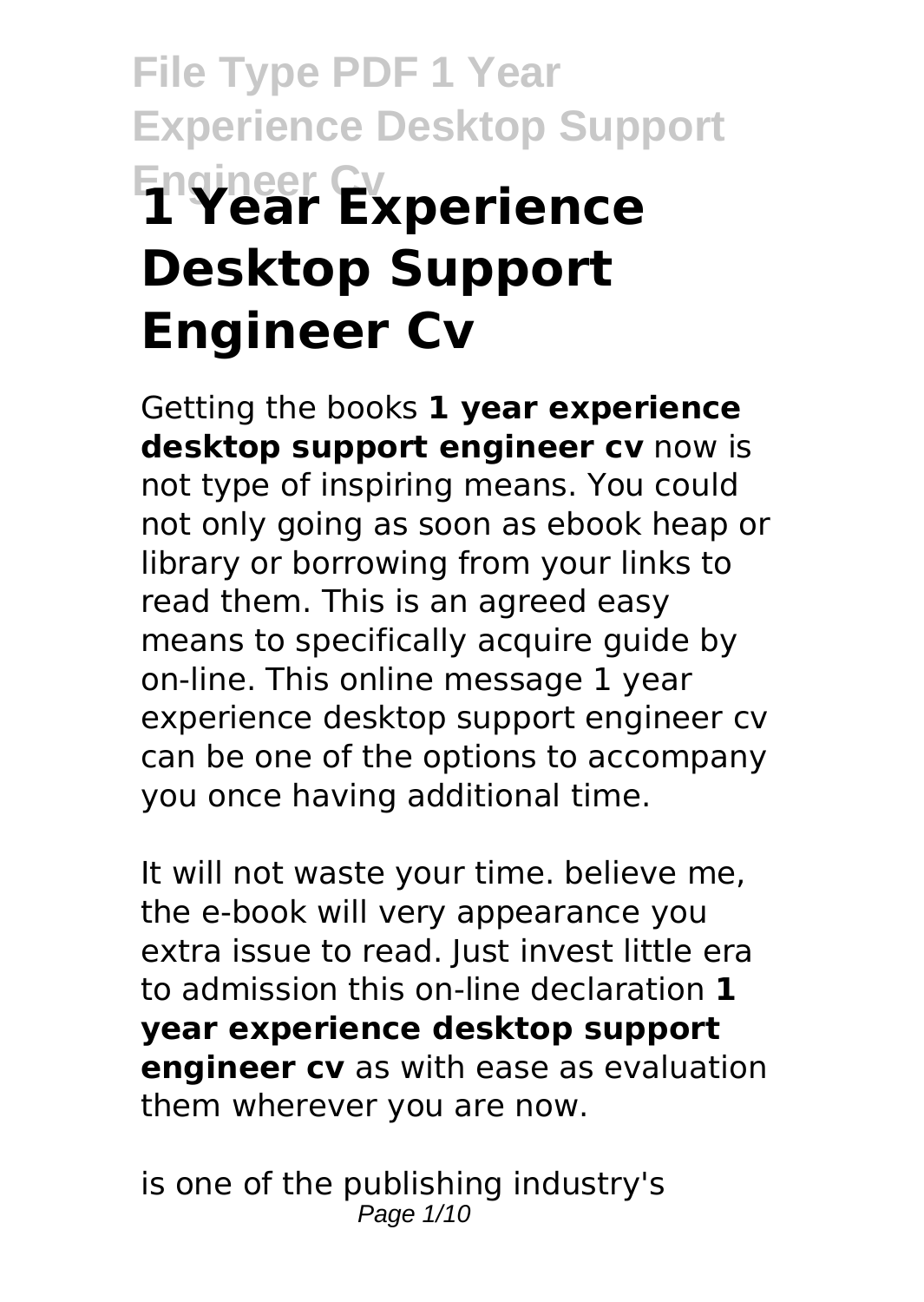# 1 Year Experience Desktop Support Engineer Cv

Getting the books **1 year experience desktop support engineer cv** now is not type of inspiring means. You could not only going as soon as ebook heap or library or borrowing from your links to read them. This is an agreed easy means to specifically acquire guide by on-line. This online message 1 year experience desktop support engineer cv can be one of the options to accompany you once having additional time.

It will not waste your time. believe me, the e-book will very appearance you extra issue to read. Just invest little era to admission this on-line declaration **1 year experience desktop support engineer cv** as with ease as evaluation them wherever you are now.

is one of the publishing industry's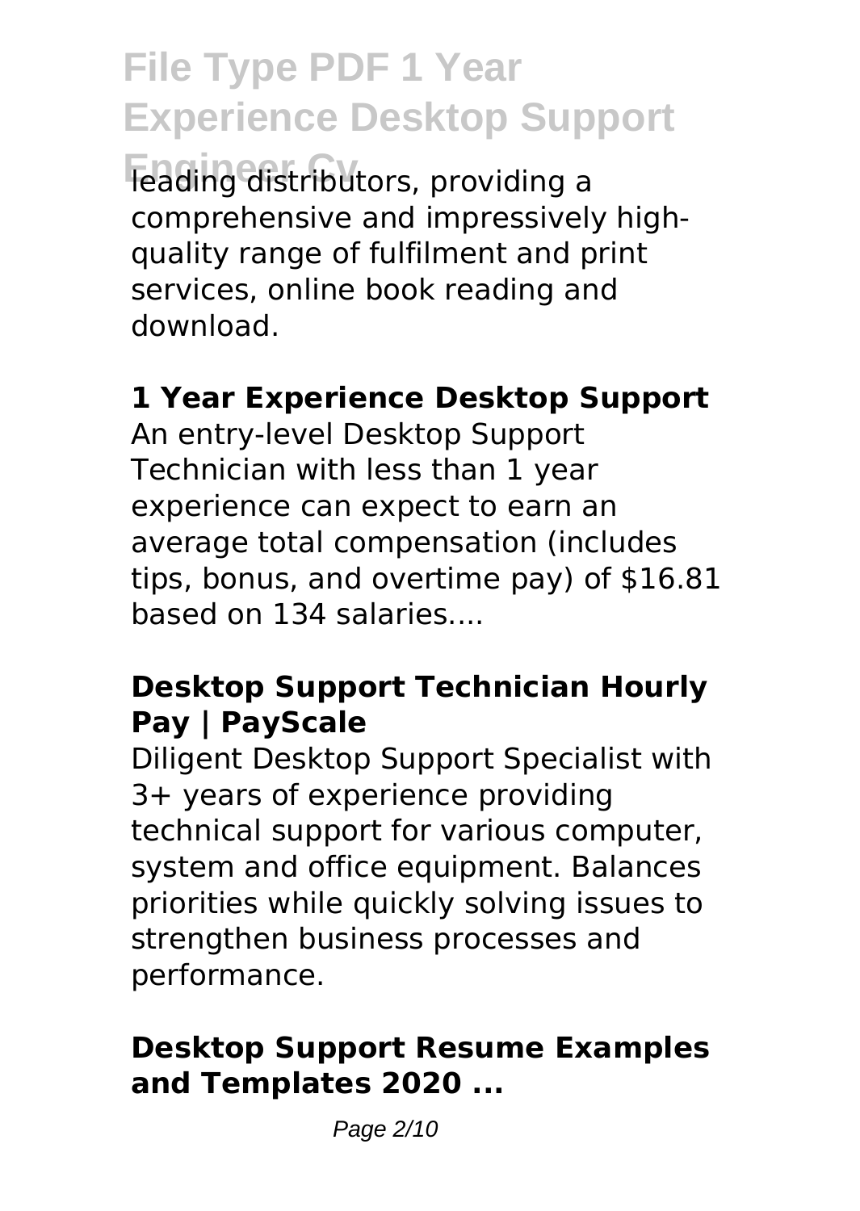leading distributors, providing a comprehensive and impressively high-quality range of fulfilment and print services, online book reading and download.

### 1 Year Experience Desktop Support

An entry-level Desktop Support Technician with less than 1 year experience can expect to earn an average total compensation (includes tips, bonus, and overtime pay) of $16.81 based on 134 salaries....

### Desktop Support Technician Hourly Pay | PayScale

Diligent Desktop Support Specialist with 3+ years of experience providing technical support for various computer, system and office equipment. Balances priorities while quickly solving issues to strengthen business processes and performance.

### Desktop Support Resume Examples and Templates 2020 ...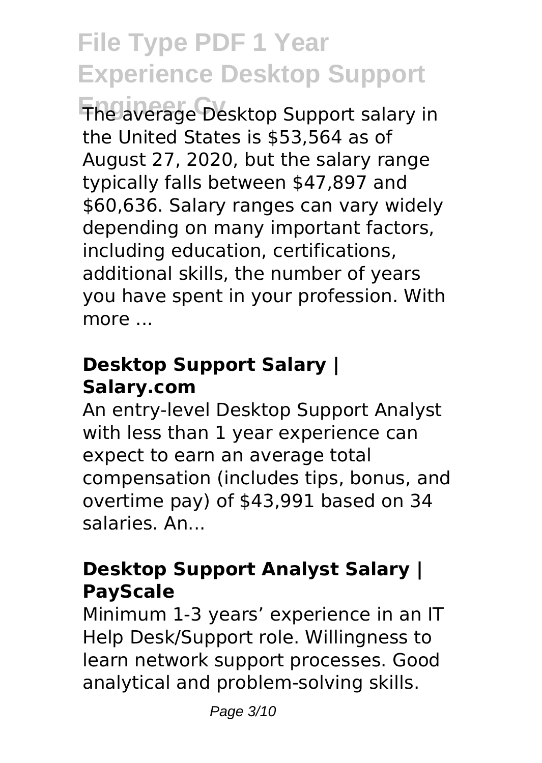The average Desktop Support salary in the United States is $53,564 as of August 27, 2020, but the salary range typically falls between $47,897 and $60,636. Salary ranges can vary widely depending on many important factors, including education, certifications, additional skills, the number of years you have spent in your profession. With more ...

### **Desktop Support Salary | Salary.com**

An entry-level Desktop Support Analyst with less than 1 year experience can expect to earn an average total compensation (includes tips, bonus, and overtime pay) of $43,991 based on 34 salaries. An...

### **Desktop Support Analyst Salary | PayScale**

Minimum 1-3 years' experience in an IT Help Desk/Support role. Willingness to learn network support processes. Good analytical and problem-solving skills.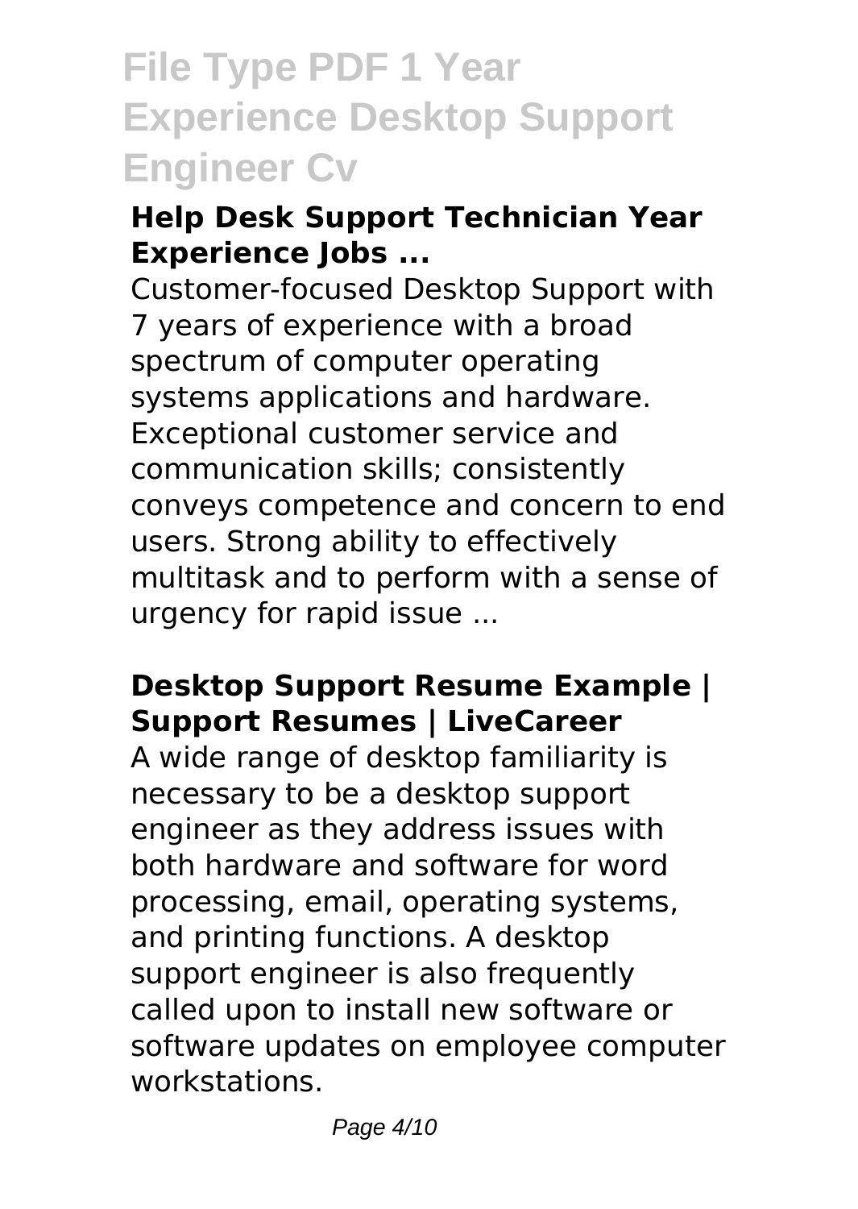## Help Desk Support Technician Year Experience Jobs ...

Customer-focused Desktop Support with 7 years of experience with a broad spectrum of computer operating systems applications and hardware. Exceptional customer service and communication skills; consistently conveys competence and concern to end users. Strong ability to effectively multitask and to perform with a sense of urgency for rapid issue ...

## Desktop Support Resume Example | Support Resumes | LiveCareer

A wide range of desktop familiarity is necessary to be a desktop support engineer as they address issues with both hardware and software for word processing, email, operating systems, and printing functions. A desktop support engineer is also frequently called upon to install new software or software updates on employee computer workstations.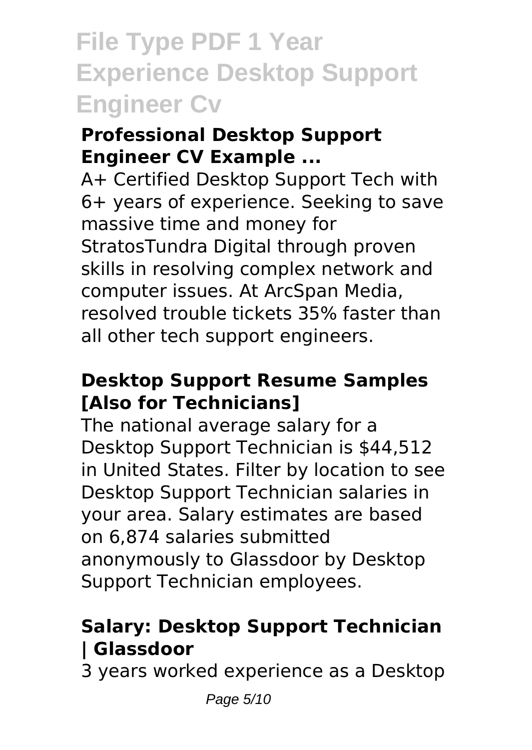### Professional Desktop Support Engineer CV Example ...

A+ Certified Desktop Support Tech with 6+ years of experience. Seeking to save massive time and money for StratosTundra Digital through proven skills in resolving complex network and computer issues. At ArcSpan Media, resolved trouble tickets 35% faster than all other tech support engineers.

### Desktop Support Resume Samples [Also for Technicians]

The national average salary for a Desktop Support Technician is $44,512 in United States. Filter by location to see Desktop Support Technician salaries in your area. Salary estimates are based on 6,874 salaries submitted anonymously to Glassdoor by Desktop Support Technician employees.

### Salary: Desktop Support Technician | Glassdoor

3 years worked experience as a Desktop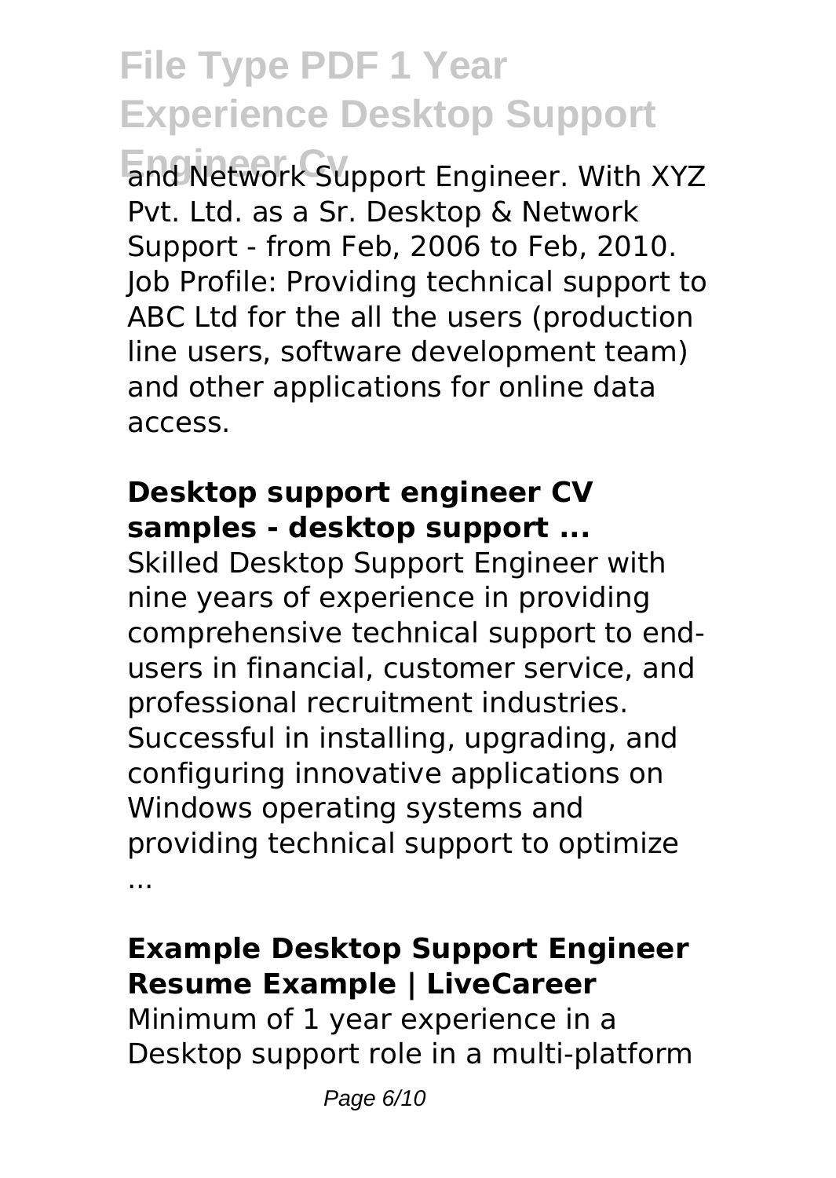and Network Support Engineer. With XYZ Pvt. Ltd. as a Sr. Desktop & Network Support - from Feb, 2006 to Feb, 2010. Job Profile: Providing technical support to ABC Ltd for the all the users (production line users, software development team) and other applications for online data access.

### Desktop support engineer CV samples - desktop support ...

Skilled Desktop Support Engineer with nine years of experience in providing comprehensive technical support to end-users in financial, customer service, and professional recruitment industries. Successful in installing, upgrading, and configuring innovative applications on Windows operating systems and providing technical support to optimize ...

### Example Desktop Support Engineer Resume Example | LiveCareer

Minimum of 1 year experience in a Desktop support role in a multi-platform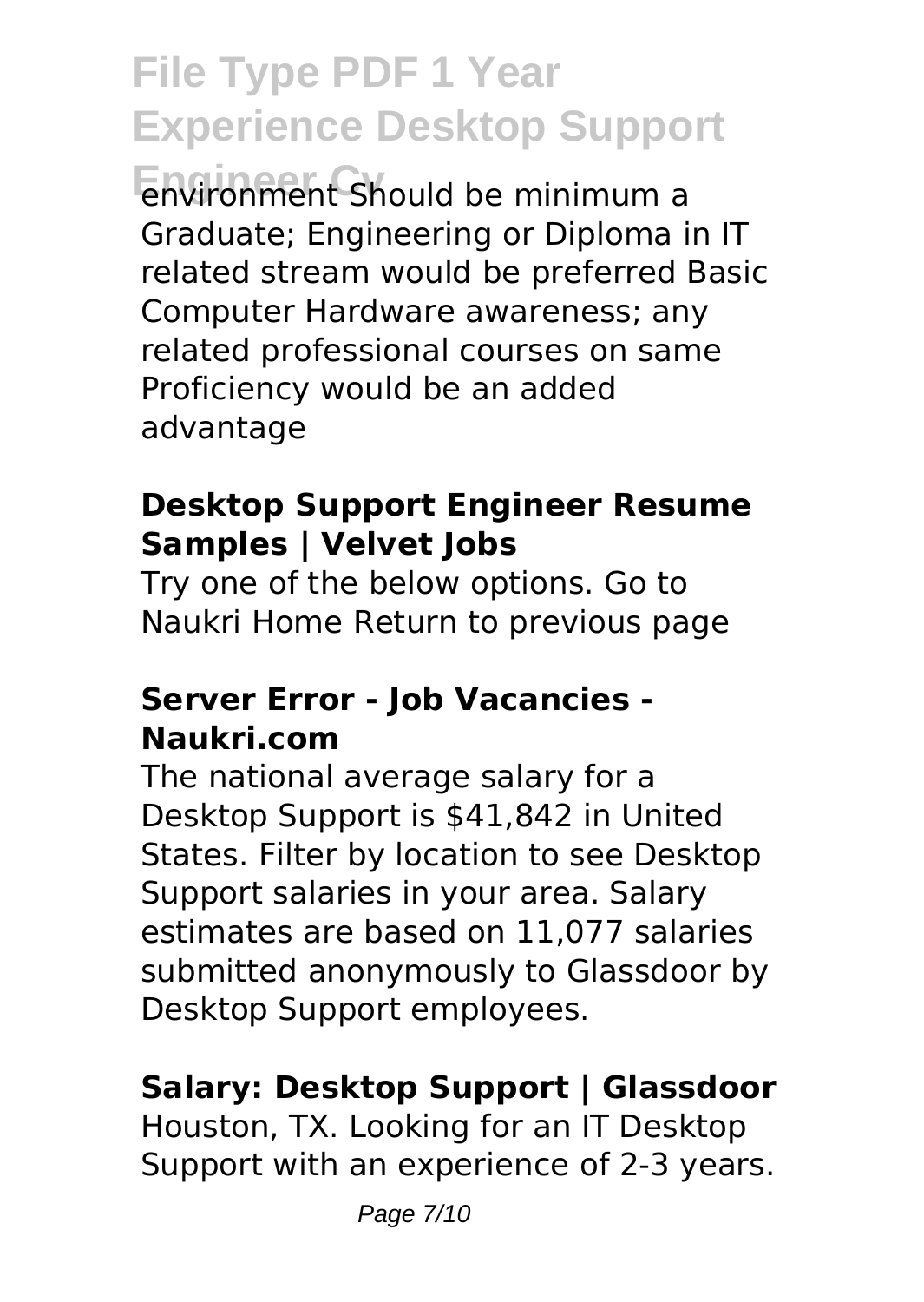environment Should be minimum a Graduate; Engineering or Diploma in IT related stream would be preferred Basic Computer Hardware awareness; any related professional courses on same Proficiency would be an added advantage

**Desktop Support Engineer Resume Samples | Velvet Jobs**

Try one of the below options. Go to Naukri Home Return to previous page

**Server Error - Job Vacancies - Naukri.com**

The national average salary for a Desktop Support is $41,842 in United States. Filter by location to see Desktop Support salaries in your area. Salary estimates are based on 11,077 salaries submitted anonymously to Glassdoor by Desktop Support employees.

**Salary: Desktop Support | Glassdoor**

Houston, TX. Looking for an IT Desktop Support with an experience of 2-3 years.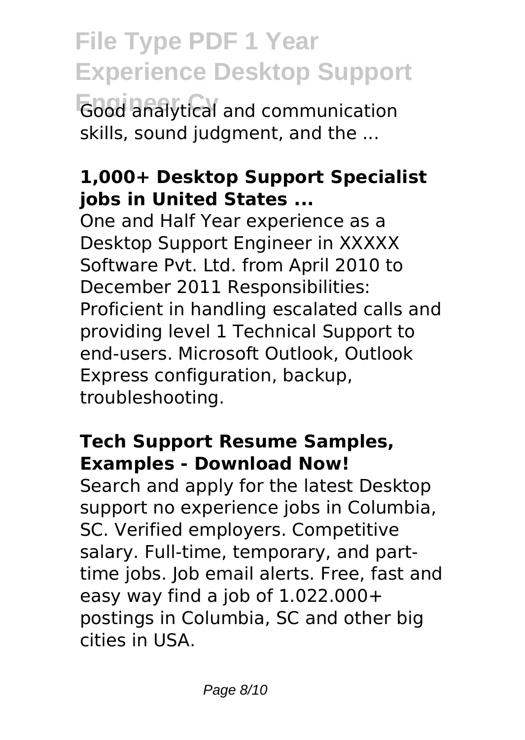Good analytical and communication skills, sound judgment, and the ...

**1,000+ Desktop Support Specialist jobs in United States ...**

One and Half Year experience as a Desktop Support Engineer in XXXXX Software Pvt. Ltd. from April 2010 to December 2011 Responsibilities: Proficient in handling escalated calls and providing level 1 Technical Support to end-users. Microsoft Outlook, Outlook Express configuration, backup, troubleshooting.

**Tech Support Resume Samples, Examples - Download Now!**

Search and apply for the latest Desktop support no experience jobs in Columbia, SC. Verified employers. Competitive salary. Full-time, temporary, and part-time jobs. Job email alerts. Free, fast and easy way find a job of 1.022.000+ postings in Columbia, SC and other big cities in USA.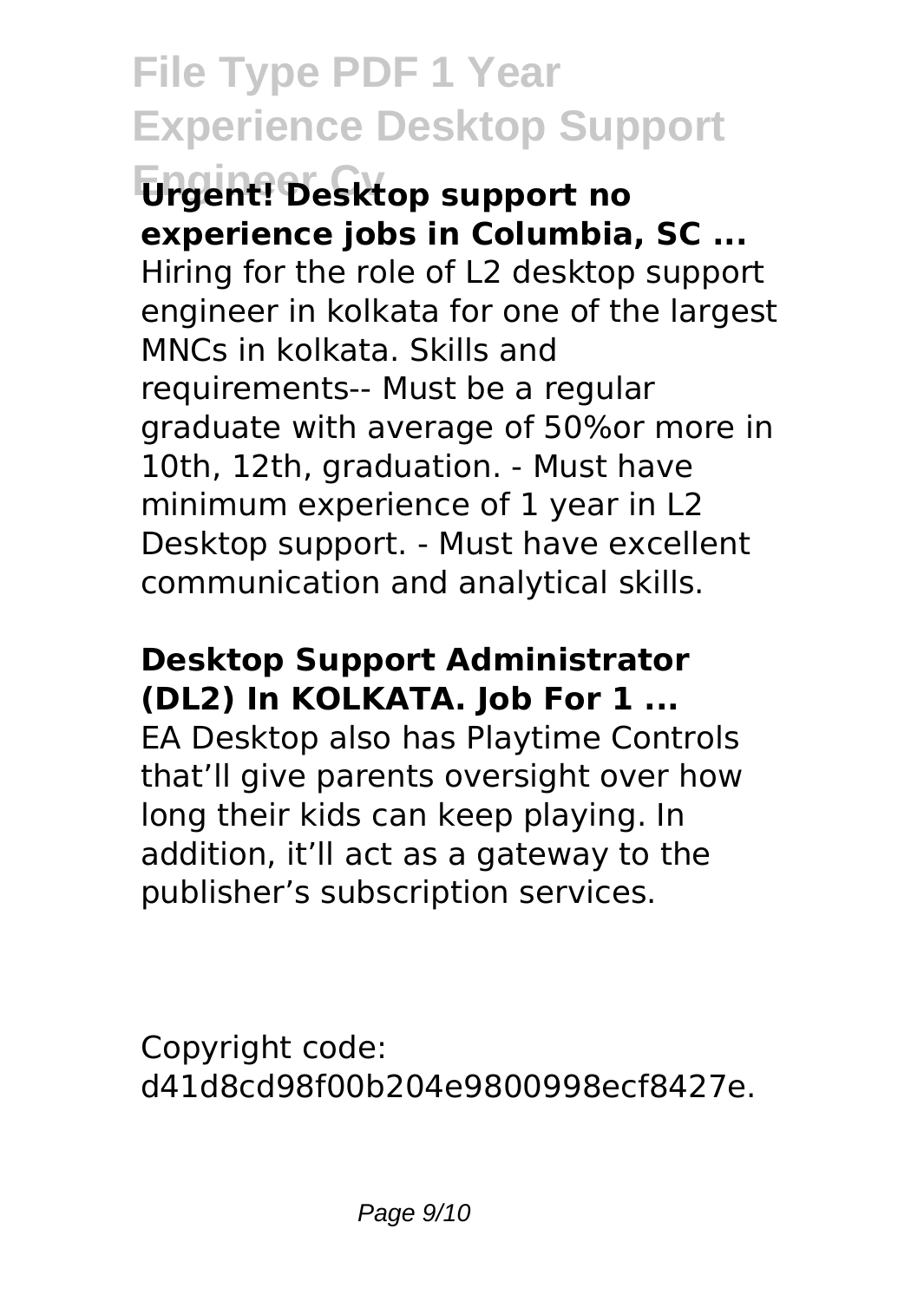**Urgent! Desktop support no experience jobs in Columbia, SC ...**

Hiring for the role of L2 desktop support engineer in kolkata for one of the largest MNCs in kolkata. Skills and requirements-- Must be a regular graduate with average of 50%or more in 10th, 12th, graduation. - Must have minimum experience of 1 year in L2 Desktop support. - Must have excellent communication and analytical skills.

**Desktop Support Administrator (DL2) In KOLKATA. Job For 1 ...**

EA Desktop also has Playtime Controls that'll give parents oversight over how long their kids can keep playing. In addition, it'll act as a gateway to the publisher's subscription services.

Copyright code: d41d8cd98f00b204e9800998ecf8427e.